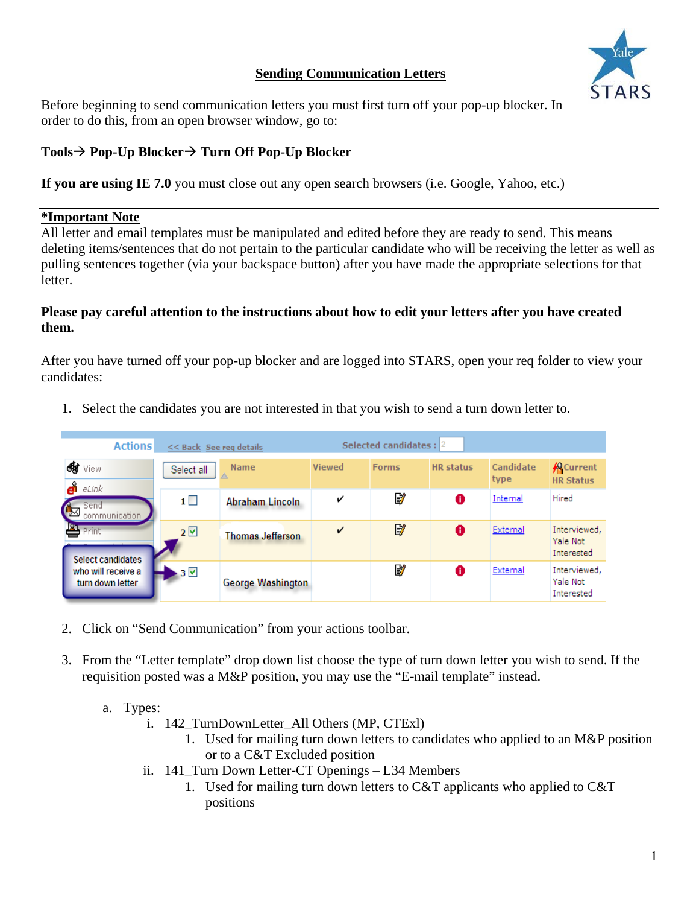# Sending Communication Letters

Before beginning to send communication letters you must first turn off your pop-up blocker. In order to do this, from an open browser window, go to:

**Tools→ Pop-Up Blocker→ Turn Off Pop-Up Blocker**

**If you are using IE 7.0** you must close out any open search browsers (i.e. Google, Yahoo, etc.)

---

**\*Important Note**

All letter and email templates must be manipulated and edited before they are ready to send. This means deleting items/sentences that do not pertain to the particular candidate who will be receiving the letter as well as pulling sentences together (via your backspace button) after you have made the appropriate selections for that letter.

**Please pay careful attention to the instructions about how to edit your letters after you have created them.**

---

After you have turned off your pop-up blocker and are logged into STARS, open your req folder to view your candidates:

1. Select the candidates you are not interested in that you wish to send a turn down letter to.

| Select all | Name | Viewed | Forms | HR status | Candidate type | Current HR Status |
|---|---|---|---|---|---|---|
| 1 ☐ | Abraham Lincoln | ✔ | | | Internal | Hired |
| 2 ☑ | Thomas Jefferson | ✔ | | | External | Interviewed, Yale Not Interested |
| 3 ☑ | George Washington | | | | External | Interviewed, Yale Not Interested |

Actions: View, eLink, Send communication, Print

Select candidates who will receive a turn down letter

2. Click on “Send Communication” from your actions toolbar.

3. From the “Letter template” drop down list choose the type of turn down letter you wish to send. If the requisition posted was a M&P position, you may use the “E-mail template” instead.

   a. Types:
      i. 142_TurnDownLetter_All Others (MP, CTExl)
         1. Used for mailing turn down letters to candidates who applied to an M&P position or to a C&T Excluded position
      ii. 141_Turn Down Letter-CT Openings – L34 Members
         1. Used for mailing turn down letters to C&T applicants who applied to C&T positions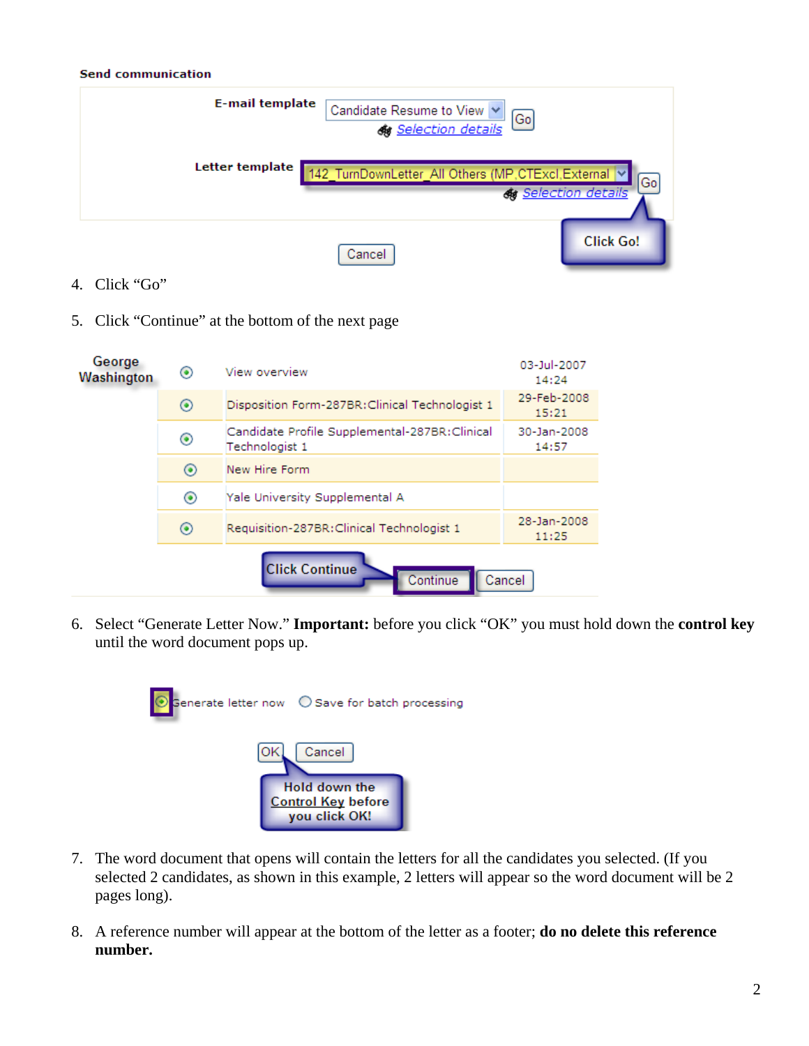**Send communication**

| | | |
|---|---|---|
| **E-mail template** | Candidate Resume to View | Go |
| | Selection details | |
| **Letter template** | 142_TurnDownLetter_All Others (MP,CTExcl,External | Go |
| | Selection details | |

Cancel

Click Go!

4. Click "Go"

5. Click "Continue" at the bottom of the next page

| | | | |
|---|---|---|---|
| George Washington | ⦿ | View overview | 03-Jul-2007 14:24 |
| | ⦿ | Disposition Form-287BR:Clinical Technologist 1 | 29-Feb-2008 15:21 |
| | ⦿ | Candidate Profile Supplemental-287BR:Clinical Technologist 1 | 30-Jan-2008 14:57 |
| | ⦿ | New Hire Form | |
| | ⦿ | Yale University Supplemental A | |
| | ⦿ | Requisition-287BR:Clinical Technologist 1 | 28-Jan-2008 11:25 |

Click Continue — Continue | Cancel

6. Select "Generate Letter Now." **Important:** before you click "OK" you must hold down the **control key** until the word document pops up.

⦿ Generate letter now ○ Save for batch processing

OK | Cancel

Hold down the Control Key before you click OK!

7. The word document that opens will contain the letters for all the candidates you selected. (If you selected 2 candidates, as shown in this example, 2 letters will appear so the word document will be 2 pages long).

8. A reference number will appear at the bottom of the letter as a footer; **do no delete this reference number.**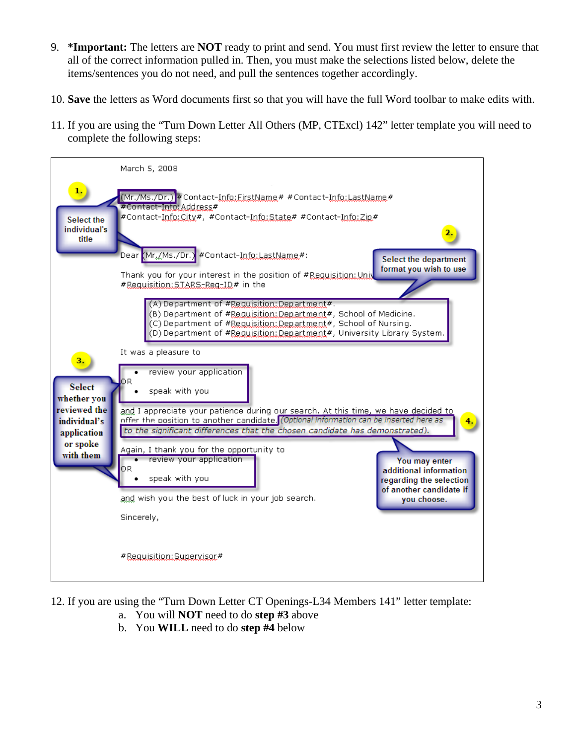9. ***Important:** The letters are **NOT** ready to print and send. You must first review the letter to ensure that all of the correct information pulled in. Then, you must make the selections listed below, delete the items/sentences you do not need, and pull the sentences together accordingly.

10. **Save** the letters as Word documents first so that you will have the full Word toolbar to make edits with.

11. If you are using the "Turn Down Letter All Others (MP, CTExcl) 142" letter template you will need to complete the following steps:

March 5, 2008

(Mr./Ms./Dr.) #Contact-Info:FirstName# #Contact-Info:LastName#
#Contact-Info:Address#
#Contact-Info:City#, #Contact-Info:State# #Contact-Info:Zip#

**1.** Select the individual's title

Dear (Mr./Ms./Dr.) #Contact-Info:LastName#:

**2.** Select the department format you wish to use

Thank you for your interest in the position of #Requisition:Univ... #Requisition:STARS-Req-ID# in the

(A) Department of #Requisition:Department#.
(B) Department of #Requisition:Department#, School of Medicine.
(C) Department of #Requisition:Department#, School of Nursing.
(D) Department of #Requisition:Department#, University Library System.

It was a pleasure to

- review your application

OR

- speak with you

**3.** Select whether you reviewed the individual's application or spoke with them

and I appreciate your patience during our search. At this time, we have decided to offer the position to another candidate. *(Optional information can be inserted here as to the significant differences that the chosen candidate has demonstrated).*

**4.** You may enter additional information regarding the selection of another candidate if you choose.

Again, I thank you for the opportunity to

- review your application

OR

- speak with you

and wish you the best of luck in your job search.

Sincerely,

#Requisition:Supervisor#

12. If you are using the "Turn Down Letter CT Openings-L34 Members 141" letter template:
    a. You will **NOT** need to do **step #3** above
    b. You **WILL** need to do **step #4** below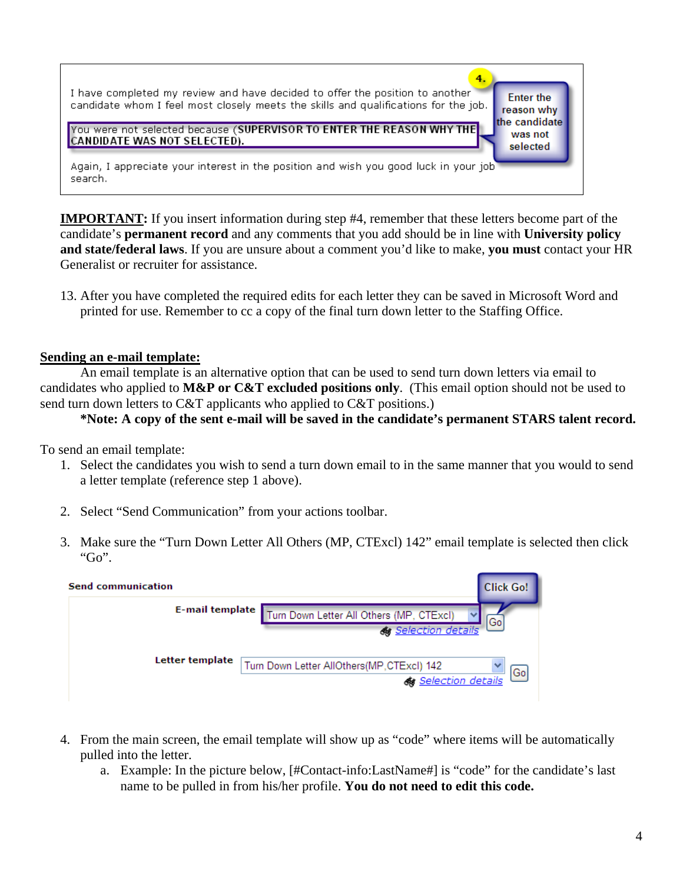I have completed my review and have decided to offer the position to another candidate whom I feel most closely meets the skills and qualifications for the job.

You were not selected because (SUPERVISOR TO ENTER THE REASON WHY THE CANDIDATE WAS NOT SELECTED).

Again, I appreciate your interest in the position and wish you good luck in your job search.

4. Enter the reason why the candidate was not selected

**IMPORTANT:** If you insert information during step #4, remember that these letters become part of the candidate's **permanent record** and any comments that you add should be in line with **University policy and state/federal laws**. If you are unsure about a comment you'd like to make, **you must** contact your HR Generalist or recruiter for assistance.

13. After you have completed the required edits for each letter they can be saved in Microsoft Word and printed for use. Remember to cc a copy of the final turn down letter to the Staffing Office.

**Sending an e-mail template:**

An email template is an alternative option that can be used to send turn down letters via email to candidates who applied to **M&P or C&T excluded positions only**. (This email option should not be used to send turn down letters to C&T applicants who applied to C&T positions.)

**\*Note: A copy of the sent e-mail will be saved in the candidate's permanent STARS talent record.**

To send an email template:

1. Select the candidates you wish to send a turn down email to in the same manner that you would to send a letter template (reference step 1 above).

2. Select "Send Communication" from your actions toolbar.

3. Make sure the "Turn Down Letter All Others (MP, CTExcl) 142" email template is selected then click "Go".

**Send communication**

E-mail template: Turn Down Letter All Others (MP, CTExcl) — Go — Selection details — Click Go!

Letter template: Turn Down Letter AllOthers(MP,CTExcl) 142 — Go — Selection details

4. From the main screen, the email template will show up as "code" where items will be automatically pulled into the letter.
   a. Example: In the picture below, [#Contact-info:LastName#] is "code" for the candidate's last name to be pulled in from his/her profile. **You do not need to edit this code.**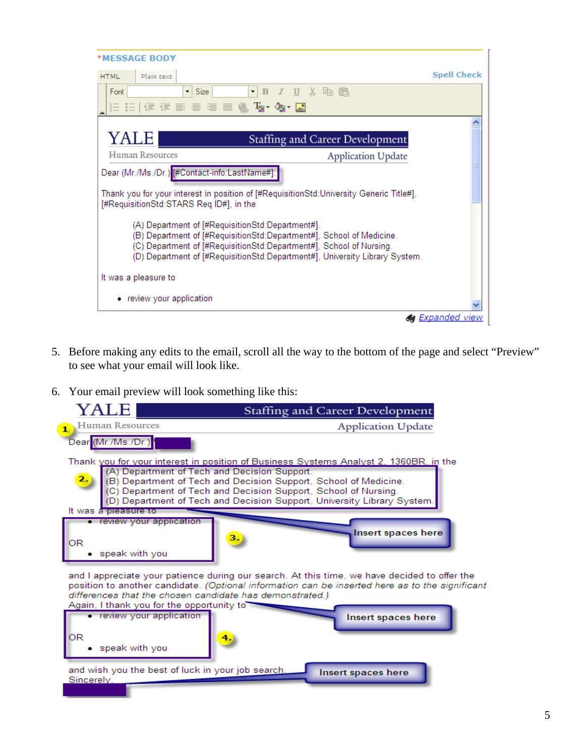*MESSAGE BODY

HTML | Plain text | Spell Check

YALE — Staffing and Career Development

Human Resources — Application Update

Dear (Mr./Ms./Dr.) [#Contact-info:LastName#]:

Thank you for your interest in position of [#RequisitionStd:University Generic Title#], [#RequisitionStd:STARS Req ID#], in the

(A) Department of [#RequisitionStd:Department#].
(B) Department of [#RequisitionStd:Department#], School of Medicine.
(C) Department of [#RequisitionStd:Department#], School of Nursing.
(D) Department of [#RequisitionStd:Department#], University Library System.

It was a pleasure to

- review your application

Expanded view

5. Before making any edits to the email, scroll all the way to the bottom of the page and select "Preview" to see what your email will look like.

6. Your email preview will look something like this:

YALE — Staffing and Career Development

Human Resources — Application Update

1. Dear (Mr./Ms./Dr.)

Thank you for your interest in position of Business Systems Analyst 2, 1360BR, in the

2.
(A) Department of Tech and Decision Support.
(B) Department of Tech and Decision Support, School of Medicine.
(C) Department of Tech and Decision Support, School of Nursing.
(D) Department of Tech and Decision Support, University Library System.

It was a pleasure to

3.
- review your application

OR

- speak with you

Insert spaces here

and I appreciate your patience during our search. At this time, we have decided to offer the position to another candidate. *(Optional information can be inserted here as to the significant differences that the chosen candidate has demonstrated.)*

Again, I thank you for the opportunity to

4.
- review your application

OR

- speak with you

Insert spaces here

and wish you the best of luck in your job search.

Sincerely,

Insert spaces here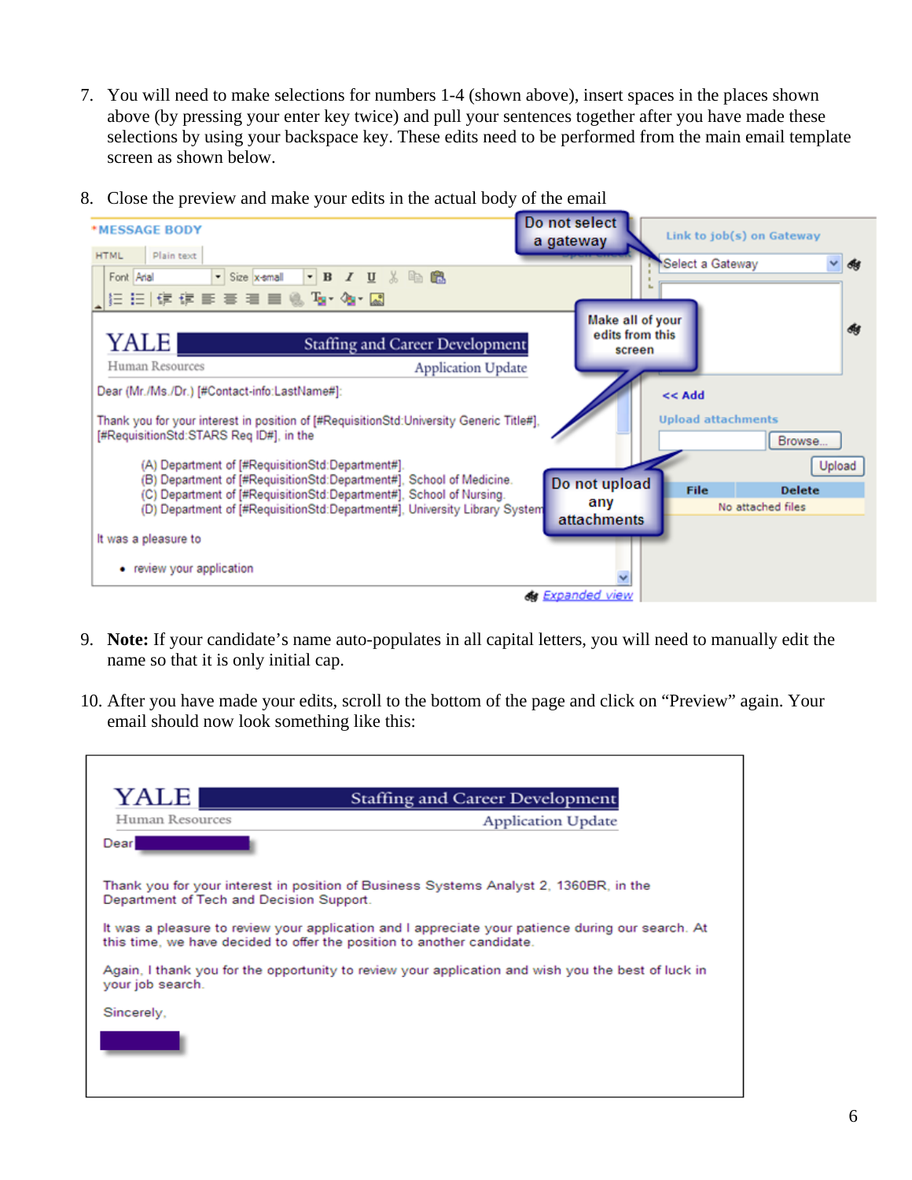7. You will need to make selections for numbers 1-4 (shown above), insert spaces in the places shown above (by pressing your enter key twice) and pull your sentences together after you have made these selections by using your backspace key. These edits need to be performed from the main email template screen as shown below.

8. Close the preview and make your edits in the actual body of the email

9. **Note:** If your candidate's name auto-populates in all capital letters, you will need to manually edit the name so that it is only initial cap.

10. After you have made your edits, scroll to the bottom of the page and click on "Preview" again. Your email should now look something like this: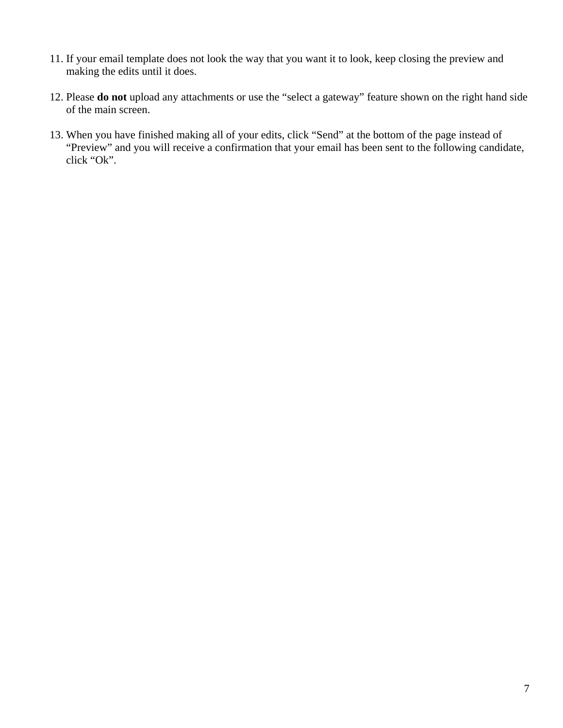11. If your email template does not look the way that you want it to look, keep closing the preview and making the edits until it does.

12. Please **do not** upload any attachments or use the “select a gateway” feature shown on the right hand side of the main screen.

13. When you have finished making all of your edits, click “Send” at the bottom of the page instead of “Preview” and you will receive a confirmation that your email has been sent to the following candidate, click “Ok”.